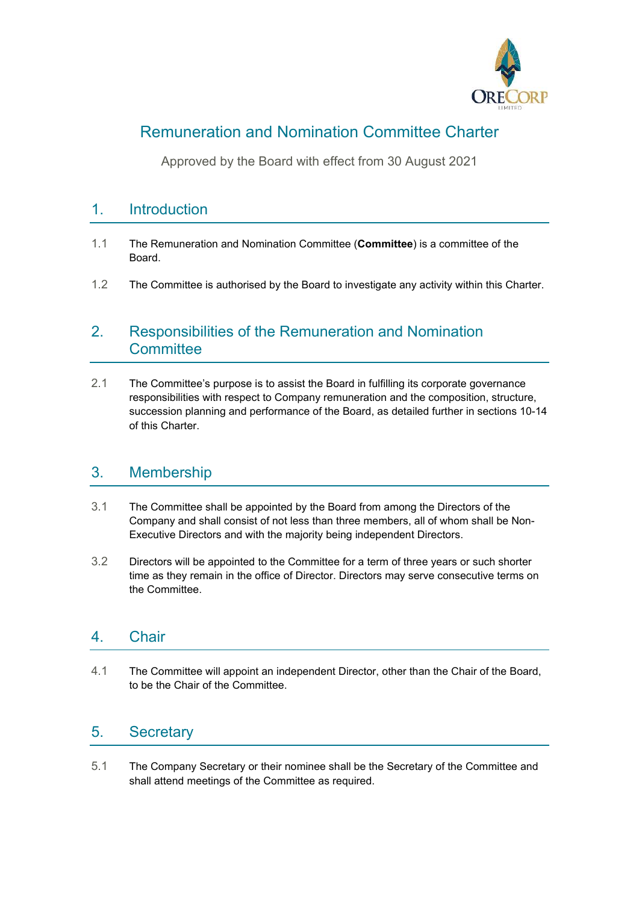# Remuneration and Nomination Committee Charter

Approved by the Board with effect from 30 August 2021

## 1. Introduction

1.1 The Remuneration and Nomination Committee (**Committee**) is a committee of the Board.

1.2 The Committee is authorised by the Board to investigate any activity within this Charter.

## 2. Responsibilities of the Remuneration and Nomination Committee

2.1 The Committee's purpose is to assist the Board in fulfilling its corporate governance responsibilities with respect to Company remuneration and the composition, structure, succession planning and performance of the Board, as detailed further in sections 10-14 of this Charter.

## 3. Membership

3.1 The Committee shall be appointed by the Board from among the Directors of the Company and shall consist of not less than three members, all of whom shall be Non-Executive Directors and with the majority being independent Directors.

3.2 Directors will be appointed to the Committee for a term of three years or such shorter time as they remain in the office of Director. Directors may serve consecutive terms on the Committee.

## 4. Chair

4.1 The Committee will appoint an independent Director, other than the Chair of the Board, to be the Chair of the Committee.

## 5. Secretary

5.1 The Company Secretary or their nominee shall be the Secretary of the Committee and shall attend meetings of the Committee as required.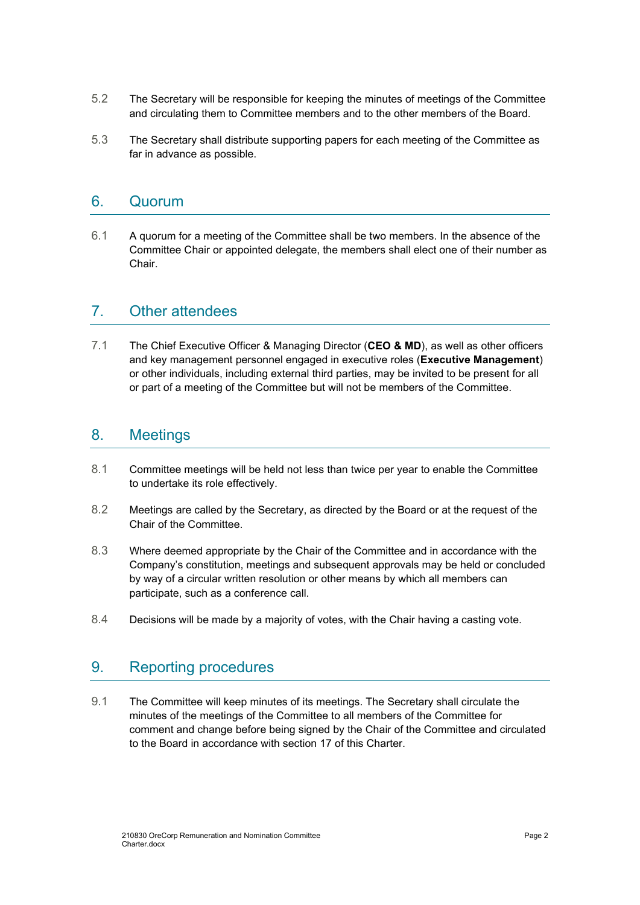5.2 The Secretary will be responsible for keeping the minutes of meetings of the Committee and circulating them to Committee members and to the other members of the Board.

5.3 The Secretary shall distribute supporting papers for each meeting of the Committee as far in advance as possible.

## 6. Quorum

6.1 A quorum for a meeting of the Committee shall be two members. In the absence of the Committee Chair or appointed delegate, the members shall elect one of their number as Chair.

## 7. Other attendees

7.1 The Chief Executive Officer & Managing Director (**CEO & MD**), as well as other officers and key management personnel engaged in executive roles (**Executive Management**) or other individuals, including external third parties, may be invited to be present for all or part of a meeting of the Committee but will not be members of the Committee.

## 8. Meetings

8.1 Committee meetings will be held not less than twice per year to enable the Committee to undertake its role effectively.

8.2 Meetings are called by the Secretary, as directed by the Board or at the request of the Chair of the Committee.

8.3 Where deemed appropriate by the Chair of the Committee and in accordance with the Company's constitution, meetings and subsequent approvals may be held or concluded by way of a circular written resolution or other means by which all members can participate, such as a conference call.

8.4 Decisions will be made by a majority of votes, with the Chair having a casting vote.

## 9. Reporting procedures

9.1 The Committee will keep minutes of its meetings. The Secretary shall circulate the minutes of the meetings of the Committee to all members of the Committee for comment and change before being signed by the Chair of the Committee and circulated to the Board in accordance with section 17 of this Charter.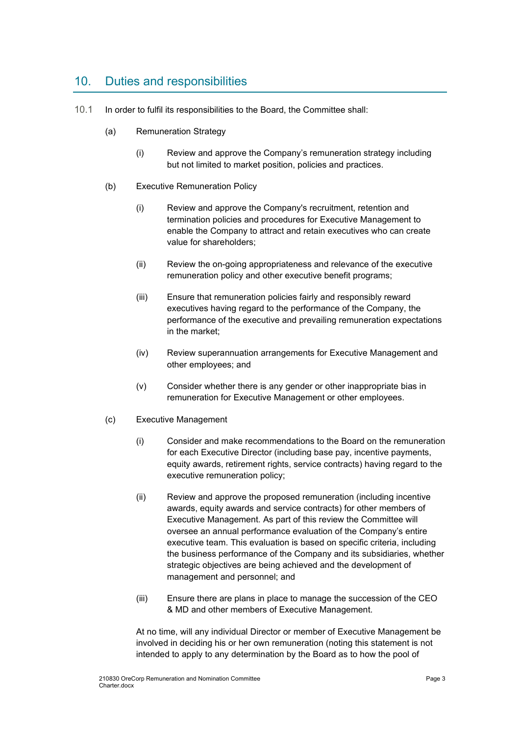## 10. Duties and responsibilities

10.1 In order to fulfil its responsibilities to the Board, the Committee shall:

(a) Remuneration Strategy

(i) Review and approve the Company's remuneration strategy including but not limited to market position, policies and practices.

(b) Executive Remuneration Policy

(i) Review and approve the Company's recruitment, retention and termination policies and procedures for Executive Management to enable the Company to attract and retain executives who can create value for shareholders;

(ii) Review the on-going appropriateness and relevance of the executive remuneration policy and other executive benefit programs;

(iii) Ensure that remuneration policies fairly and responsibly reward executives having regard to the performance of the Company, the performance of the executive and prevailing remuneration expectations in the market;

(iv) Review superannuation arrangements for Executive Management and other employees; and

(v) Consider whether there is any gender or other inappropriate bias in remuneration for Executive Management or other employees.

(c) Executive Management

(i) Consider and make recommendations to the Board on the remuneration for each Executive Director (including base pay, incentive payments, equity awards, retirement rights, service contracts) having regard to the executive remuneration policy;

(ii) Review and approve the proposed remuneration (including incentive awards, equity awards and service contracts) for other members of Executive Management. As part of this review the Committee will oversee an annual performance evaluation of the Company's entire executive team. This evaluation is based on specific criteria, including the business performance of the Company and its subsidiaries, whether strategic objectives are being achieved and the development of management and personnel; and

(iii) Ensure there are plans in place to manage the succession of the CEO & MD and other members of Executive Management.

At no time, will any individual Director or member of Executive Management be involved in deciding his or her own remuneration (noting this statement is not intended to apply to any determination by the Board as to how the pool of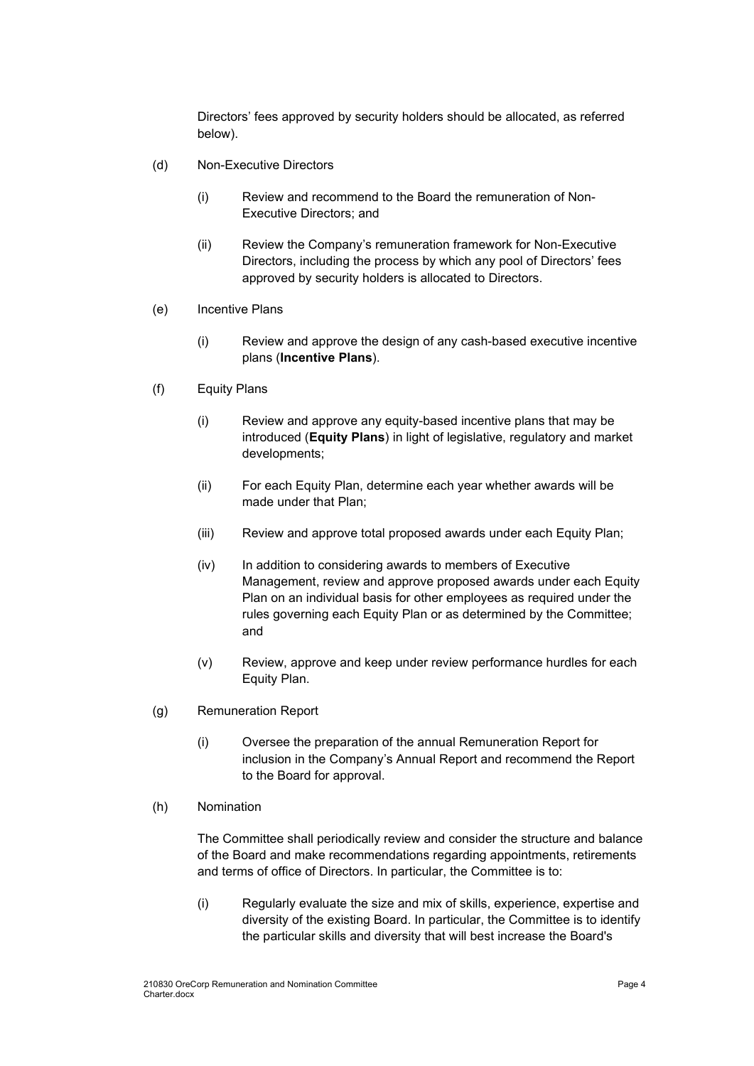Directors' fees approved by security holders should be allocated, as referred below).

(d) Non-Executive Directors

(i) Review and recommend to the Board the remuneration of Non-Executive Directors; and

(ii) Review the Company's remuneration framework for Non-Executive Directors, including the process by which any pool of Directors' fees approved by security holders is allocated to Directors.

(e) Incentive Plans

(i) Review and approve the design of any cash-based executive incentive plans (**Incentive Plans**).

(f) Equity Plans

(i) Review and approve any equity-based incentive plans that may be introduced (**Equity Plans**) in light of legislative, regulatory and market developments;

(ii) For each Equity Plan, determine each year whether awards will be made under that Plan;

(iii) Review and approve total proposed awards under each Equity Plan;

(iv) In addition to considering awards to members of Executive Management, review and approve proposed awards under each Equity Plan on an individual basis for other employees as required under the rules governing each Equity Plan or as determined by the Committee; and

(v) Review, approve and keep under review performance hurdles for each Equity Plan.

(g) Remuneration Report

(i) Oversee the preparation of the annual Remuneration Report for inclusion in the Company's Annual Report and recommend the Report to the Board for approval.

(h) Nomination

The Committee shall periodically review and consider the structure and balance of the Board and make recommendations regarding appointments, retirements and terms of office of Directors. In particular, the Committee is to:

(i) Regularly evaluate the size and mix of skills, experience, expertise and diversity of the existing Board. In particular, the Committee is to identify the particular skills and diversity that will best increase the Board's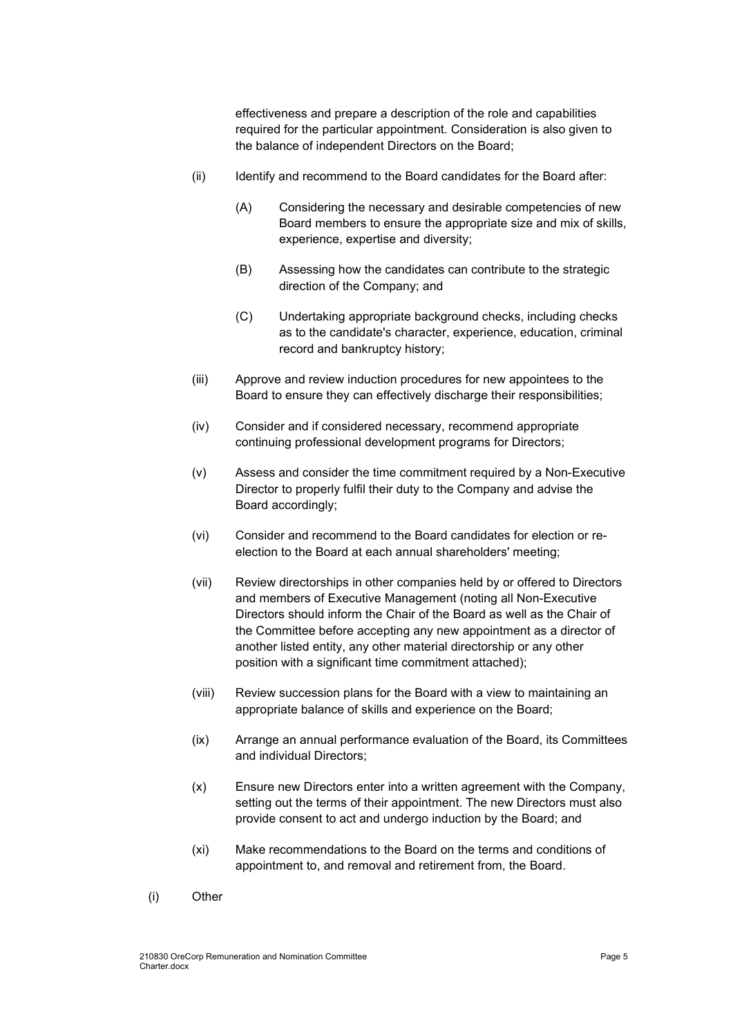effectiveness and prepare a description of the role and capabilities required for the particular appointment. Consideration is also given to the balance of independent Directors on the Board;

(ii) Identify and recommend to the Board candidates for the Board after:

(A) Considering the necessary and desirable competencies of new Board members to ensure the appropriate size and mix of skills, experience, expertise and diversity;

(B) Assessing how the candidates can contribute to the strategic direction of the Company; and

(C) Undertaking appropriate background checks, including checks as to the candidate's character, experience, education, criminal record and bankruptcy history;

(iii) Approve and review induction procedures for new appointees to the Board to ensure they can effectively discharge their responsibilities;

(iv) Consider and if considered necessary, recommend appropriate continuing professional development programs for Directors;

(v) Assess and consider the time commitment required by a Non-Executive Director to properly fulfil their duty to the Company and advise the Board accordingly;

(vi) Consider and recommend to the Board candidates for election or re-election to the Board at each annual shareholders' meeting;

(vii) Review directorships in other companies held by or offered to Directors and members of Executive Management (noting all Non-Executive Directors should inform the Chair of the Board as well as the Chair of the Committee before accepting any new appointment as a director of another listed entity, any other material directorship or any other position with a significant time commitment attached);

(viii) Review succession plans for the Board with a view to maintaining an appropriate balance of skills and experience on the Board;

(ix) Arrange an annual performance evaluation of the Board, its Committees and individual Directors;

(x) Ensure new Directors enter into a written agreement with the Company, setting out the terms of their appointment. The new Directors must also provide consent to act and undergo induction by the Board; and

(xi) Make recommendations to the Board on the terms and conditions of appointment to, and removal and retirement from, the Board.

(i) Other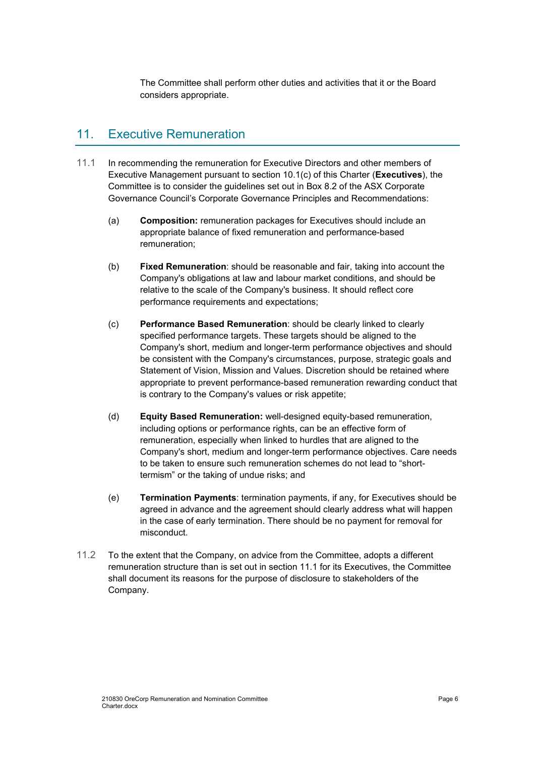The Committee shall perform other duties and activities that it or the Board considers appropriate.

## 11. Executive Remuneration

11.1 In recommending the remuneration for Executive Directors and other members of Executive Management pursuant to section 10.1(c) of this Charter (**Executives**), the Committee is to consider the guidelines set out in Box 8.2 of the ASX Corporate Governance Council's Corporate Governance Principles and Recommendations:

(a) **Composition:** remuneration packages for Executives should include an appropriate balance of fixed remuneration and performance-based remuneration;

(b) **Fixed Remuneration**: should be reasonable and fair, taking into account the Company's obligations at law and labour market conditions, and should be relative to the scale of the Company's business. It should reflect core performance requirements and expectations;

(c) **Performance Based Remuneration**: should be clearly linked to clearly specified performance targets. These targets should be aligned to the Company's short, medium and longer-term performance objectives and should be consistent with the Company's circumstances, purpose, strategic goals and Statement of Vision, Mission and Values. Discretion should be retained where appropriate to prevent performance-based remuneration rewarding conduct that is contrary to the Company's values or risk appetite;

(d) **Equity Based Remuneration:** well-designed equity-based remuneration, including options or performance rights, can be an effective form of remuneration, especially when linked to hurdles that are aligned to the Company's short, medium and longer-term performance objectives. Care needs to be taken to ensure such remuneration schemes do not lead to "short-termism" or the taking of undue risks; and

(e) **Termination Payments**: termination payments, if any, for Executives should be agreed in advance and the agreement should clearly address what will happen in the case of early termination. There should be no payment for removal for misconduct.

11.2 To the extent that the Company, on advice from the Committee, adopts a different remuneration structure than is set out in section 11.1 for its Executives, the Committee shall document its reasons for the purpose of disclosure to stakeholders of the Company.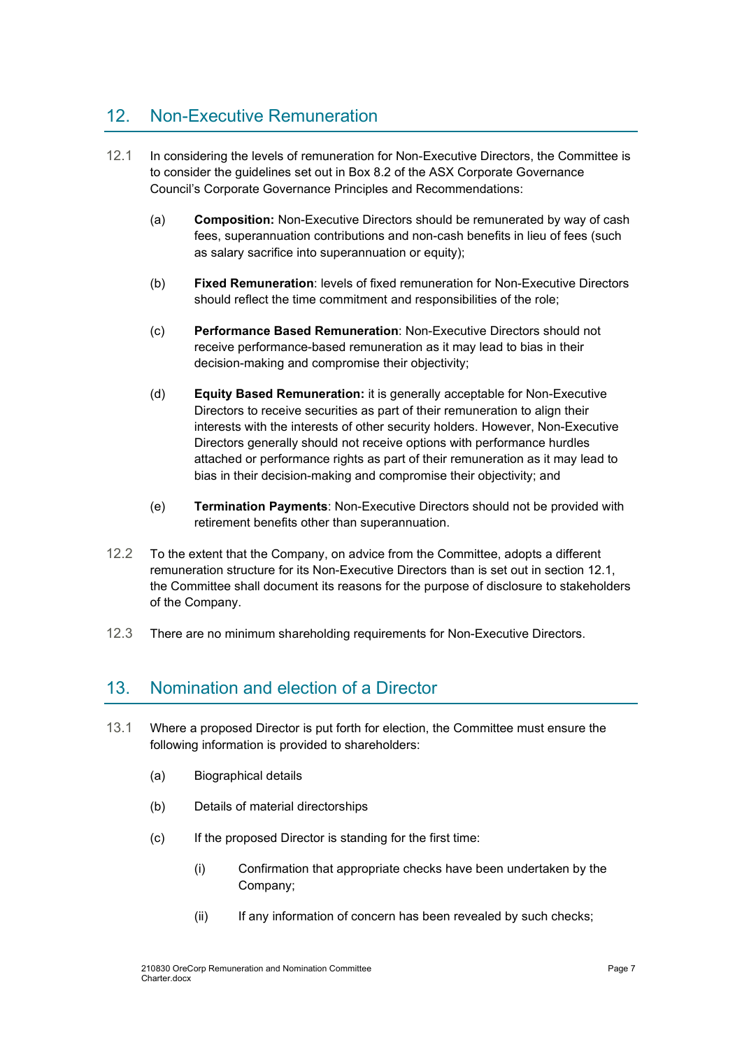## 12. Non-Executive Remuneration

12.1 In considering the levels of remuneration for Non-Executive Directors, the Committee is to consider the guidelines set out in Box 8.2 of the ASX Corporate Governance Council's Corporate Governance Principles and Recommendations:

(a) **Composition:** Non-Executive Directors should be remunerated by way of cash fees, superannuation contributions and non-cash benefits in lieu of fees (such as salary sacrifice into superannuation or equity);

(b) **Fixed Remuneration**: levels of fixed remuneration for Non-Executive Directors should reflect the time commitment and responsibilities of the role;

(c) **Performance Based Remuneration**: Non-Executive Directors should not receive performance-based remuneration as it may lead to bias in their decision-making and compromise their objectivity;

(d) **Equity Based Remuneration:** it is generally acceptable for Non-Executive Directors to receive securities as part of their remuneration to align their interests with the interests of other security holders. However, Non-Executive Directors generally should not receive options with performance hurdles attached or performance rights as part of their remuneration as it may lead to bias in their decision-making and compromise their objectivity; and

(e) **Termination Payments**: Non-Executive Directors should not be provided with retirement benefits other than superannuation.

12.2 To the extent that the Company, on advice from the Committee, adopts a different remuneration structure for its Non-Executive Directors than is set out in section 12.1, the Committee shall document its reasons for the purpose of disclosure to stakeholders of the Company.

12.3 There are no minimum shareholding requirements for Non-Executive Directors.

## 13. Nomination and election of a Director

13.1 Where a proposed Director is put forth for election, the Committee must ensure the following information is provided to shareholders:

(a) Biographical details

(b) Details of material directorships

(c) If the proposed Director is standing for the first time:

(i) Confirmation that appropriate checks have been undertaken by the Company;

(ii) If any information of concern has been revealed by such checks;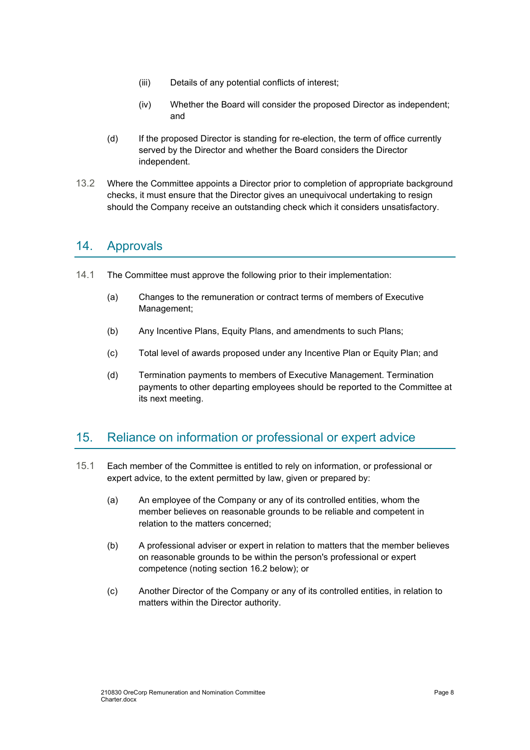(iii) Details of any potential conflicts of interest;

(iv) Whether the Board will consider the proposed Director as independent; and

(d) If the proposed Director is standing for re-election, the term of office currently served by the Director and whether the Board considers the Director independent.

13.2 Where the Committee appoints a Director prior to completion of appropriate background checks, it must ensure that the Director gives an unequivocal undertaking to resign should the Company receive an outstanding check which it considers unsatisfactory.

## 14. Approvals

14.1 The Committee must approve the following prior to their implementation:

(a) Changes to the remuneration or contract terms of members of Executive Management;

(b) Any Incentive Plans, Equity Plans, and amendments to such Plans;

(c) Total level of awards proposed under any Incentive Plan or Equity Plan; and

(d) Termination payments to members of Executive Management. Termination payments to other departing employees should be reported to the Committee at its next meeting.

## 15. Reliance on information or professional or expert advice

15.1 Each member of the Committee is entitled to rely on information, or professional or expert advice, to the extent permitted by law, given or prepared by:

(a) An employee of the Company or any of its controlled entities, whom the member believes on reasonable grounds to be reliable and competent in relation to the matters concerned;

(b) A professional adviser or expert in relation to matters that the member believes on reasonable grounds to be within the person's professional or expert competence (noting section 16.2 below); or

(c) Another Director of the Company or any of its controlled entities, in relation to matters within the Director authority.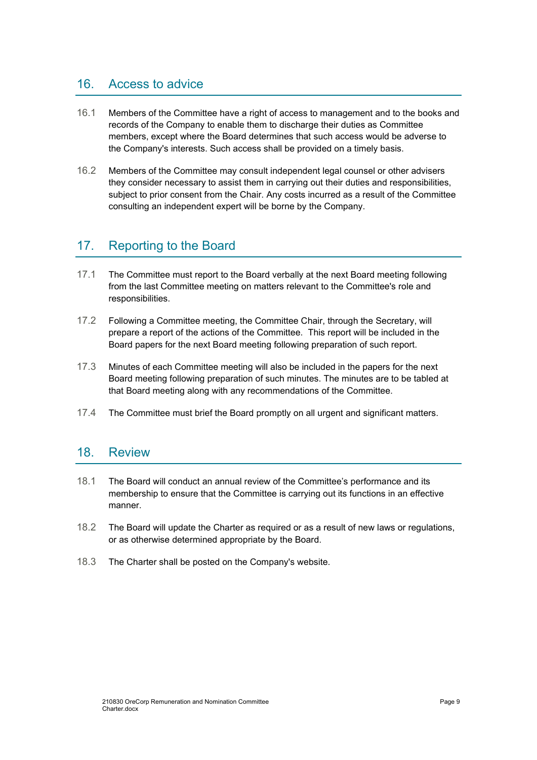## 16. Access to advice

16.1 Members of the Committee have a right of access to management and to the books and records of the Company to enable them to discharge their duties as Committee members, except where the Board determines that such access would be adverse to the Company's interests. Such access shall be provided on a timely basis.

16.2 Members of the Committee may consult independent legal counsel or other advisers they consider necessary to assist them in carrying out their duties and responsibilities, subject to prior consent from the Chair. Any costs incurred as a result of the Committee consulting an independent expert will be borne by the Company.

## 17. Reporting to the Board

17.1 The Committee must report to the Board verbally at the next Board meeting following from the last Committee meeting on matters relevant to the Committee's role and responsibilities.

17.2 Following a Committee meeting, the Committee Chair, through the Secretary, will prepare a report of the actions of the Committee. This report will be included in the Board papers for the next Board meeting following preparation of such report.

17.3 Minutes of each Committee meeting will also be included in the papers for the next Board meeting following preparation of such minutes. The minutes are to be tabled at that Board meeting along with any recommendations of the Committee.

17.4 The Committee must brief the Board promptly on all urgent and significant matters.

## 18. Review

18.1 The Board will conduct an annual review of the Committee's performance and its membership to ensure that the Committee is carrying out its functions in an effective manner.

18.2 The Board will update the Charter as required or as a result of new laws or regulations, or as otherwise determined appropriate by the Board.

18.3 The Charter shall be posted on the Company's website.